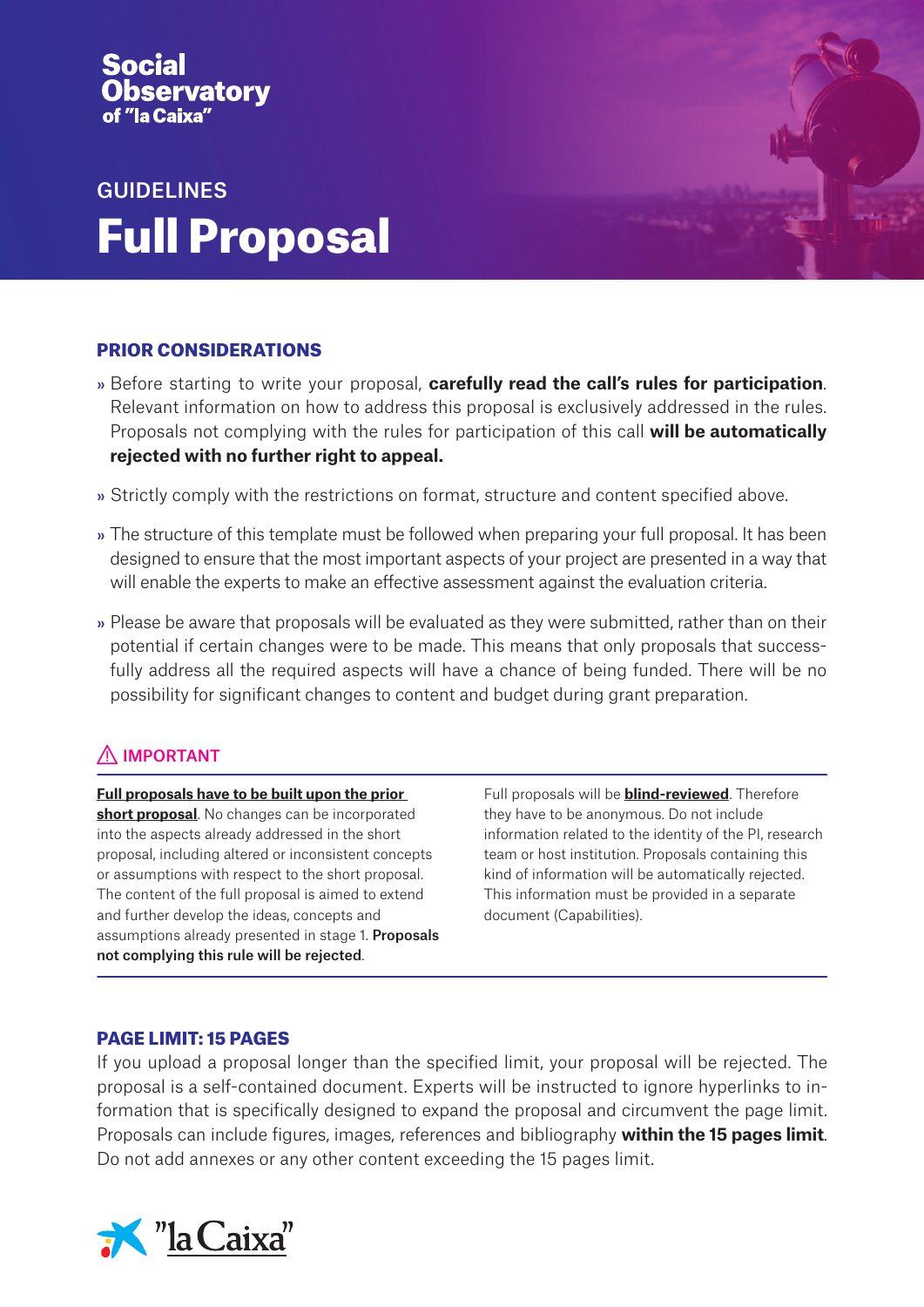Social Observatory of "la Caixa"

GUIDELINES

# Full Proposal

## PRIOR CONSIDERATIONS

- Before starting to write your proposal, **carefully read the call's rules for participation**. Relevant information on how to address this proposal is exclusively addressed in the rules. Proposals not complying with the rules for participation of this call **will be automatically rejected with no further right to appeal.**
- Strictly comply with the restrictions on format, structure and content specified above.
- The structure of this template must be followed when preparing your full proposal. It has been designed to ensure that the most important aspects of your project are presented in a way that will enable the experts to make an effective assessment against the evaluation criteria.
- Please be aware that proposals will be evaluated as they were submitted, rather than on their potential if certain changes were to be made. This means that only proposals that successfully address all the required aspects will have a chance of being funded. There will be no possibility for significant changes to content and budget during grant preparation.

## ⚠ IMPORTANT

**Full proposals have to be built upon the prior short proposal**. No changes can be incorporated into the aspects already addressed in the short proposal, including altered or inconsistent concepts or assumptions with respect to the short proposal. The content of the full proposal is aimed to extend and further develop the ideas, concepts and assumptions already presented in stage 1. **Proposals not complying this rule will be rejected**.

Full proposals will be **blind-reviewed**. Therefore they have to be anonymous. Do not include information related to the identity of the PI, research team or host institution. Proposals containing this kind of information will be automatically rejected. This information must be provided in a separate document (Capabilities).

## PAGE LIMIT: 15 PAGES

If you upload a proposal longer than the specified limit, your proposal will be rejected. The proposal is a self-contained document. Experts will be instructed to ignore hyperlinks to information that is specifically designed to expand the proposal and circumvent the page limit. Proposals can include figures, images, references and bibliography **within the 15 pages limit**. Do not add annexes or any other content exceeding the 15 pages limit.

"la Caixa"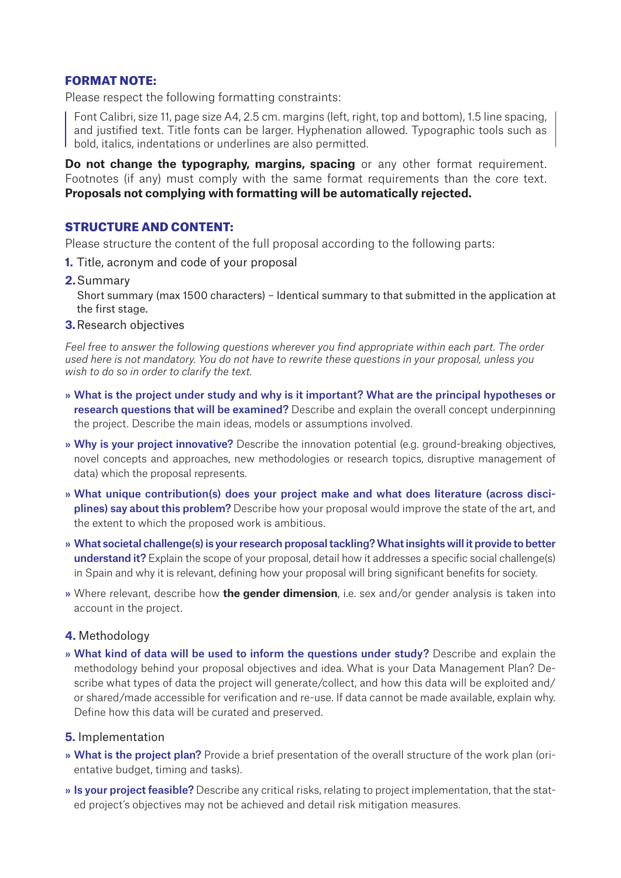## FORMAT NOTE:

Please respect the following formatting constraints:

> Font Calibri, size 11, page size A4, 2.5 cm. margins (left, right, top and bottom), 1.5 line spacing, and justified text. Title fonts can be larger. Hyphenation allowed. Typographic tools such as bold, italics, indentations or underlines are also permitted.

**Do not change the typography, margins, spacing** or any other format requirement. Footnotes (if any) must comply with the same format requirements than the core text. **Proposals not complying with formatting will be automatically rejected.**

## STRUCTURE AND CONTENT:

Please structure the content of the full proposal according to the following parts:

1. Title, acronym and code of your proposal
2. Summary
   Short summary (max 1500 characters) – Identical summary to that submitted in the application at the first stage.
3. Research objectives

*Feel free to answer the following questions wherever you find appropriate within each part. The order used here is not mandatory. You do not have to rewrite these questions in your proposal, unless you wish to do so in order to clarify the text.*

- **What is the project under study and why is it important? What are the principal hypotheses or research questions that will be examined?** Describe and explain the overall concept underpinning the project. Describe the main ideas, models or assumptions involved.
- **Why is your project innovative?** Describe the innovation potential (e.g. ground-breaking objectives, novel concepts and approaches, new methodologies or research topics, disruptive management of data) which the proposal represents.
- **What unique contribution(s) does your project make and what does literature (across disciplines) say about this problem?** Describe how your proposal would improve the state of the art, and the extent to which the proposed work is ambitious.
- **What societal challenge(s) is your research proposal tackling? What insights will it provide to better understand it?** Explain the scope of your proposal, detail how it addresses a specific social challenge(s) in Spain and why it is relevant, defining how your proposal will bring significant benefits for society.
- Where relevant, describe how **the gender dimension**, i.e. sex and/or gender analysis is taken into account in the project.

4. Methodology

- **What kind of data will be used to inform the questions under study?** Describe and explain the methodology behind your proposal objectives and idea. What is your Data Management Plan? Describe what types of data the project will generate/collect, and how this data will be exploited and/or shared/made accessible for verification and re-use. If data cannot be made available, explain why. Define how this data will be curated and preserved.

5. Implementation

- **What is the project plan?** Provide a brief presentation of the overall structure of the work plan (orientative budget, timing and tasks).
- **Is your project feasible?** Describe any critical risks, relating to project implementation, that the stated project's objectives may not be achieved and detail risk mitigation measures.